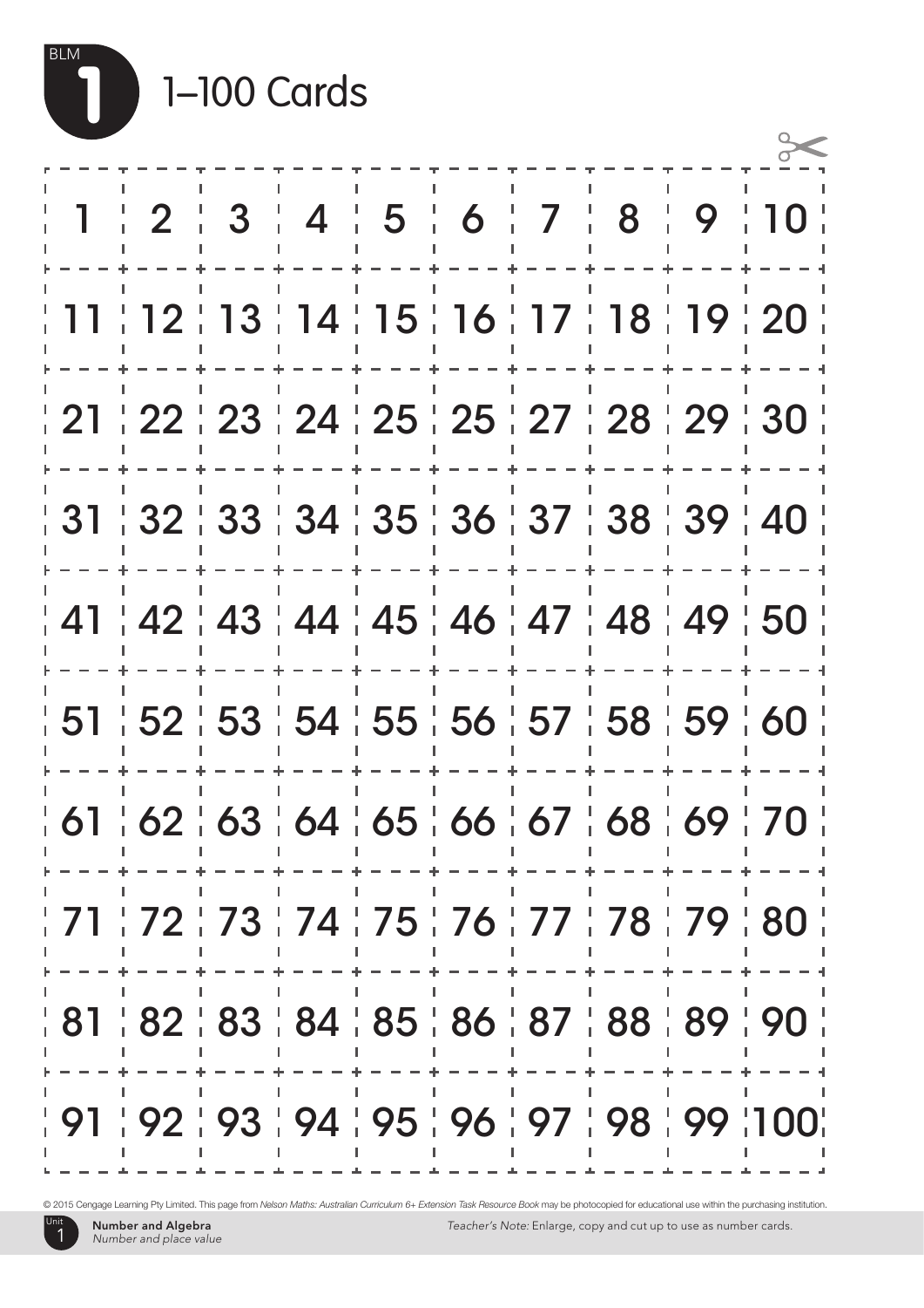# BLM 1 1–100 Cards

| 1 | 2 | 3 | 4 | 5 | 6 | 7 | 8 | 9 | 10 |
|---|---|---|---|---|---|---|---|---|---|
| 11 | 12 | 13 | 14 | 15 | 16 | 17 | 18 | 19 | 20 |
| 21 | 22 | 23 | 24 | 25 | 25 | 27 | 28 | 29 | 30 |
| 31 | 32 | 33 | 34 | 35 | 36 | 37 | 38 | 39 | 40 |
| 41 | 42 | 43 | 44 | 45 | 46 | 47 | 48 | 49 | 50 |
| 51 | 52 | 53 | 54 | 55 | 56 | 57 | 58 | 59 | 60 |
| 61 | 62 | 63 | 64 | 65 | 66 | 67 | 68 | 69 | 70 |
| 71 | 72 | 73 | 74 | 75 | 76 | 77 | 78 | 79 | 80 |
| 81 | 82 | 83 | 84 | 85 | 86 | 87 | 88 | 89 | 90 |
| 91 | 92 | 93 | 94 | 95 | 96 | 97 | 98 | 99 | 100 |

© 2015 Cengage Learning Pty Limited. This page from *Nelson Maths: Australian Curriculum 6+ Extension Task Resource Book* may be photocopied for educational use within the purchasing institution.

*Teacher's Note:* Enlarge, copy and cut up to use as number cards.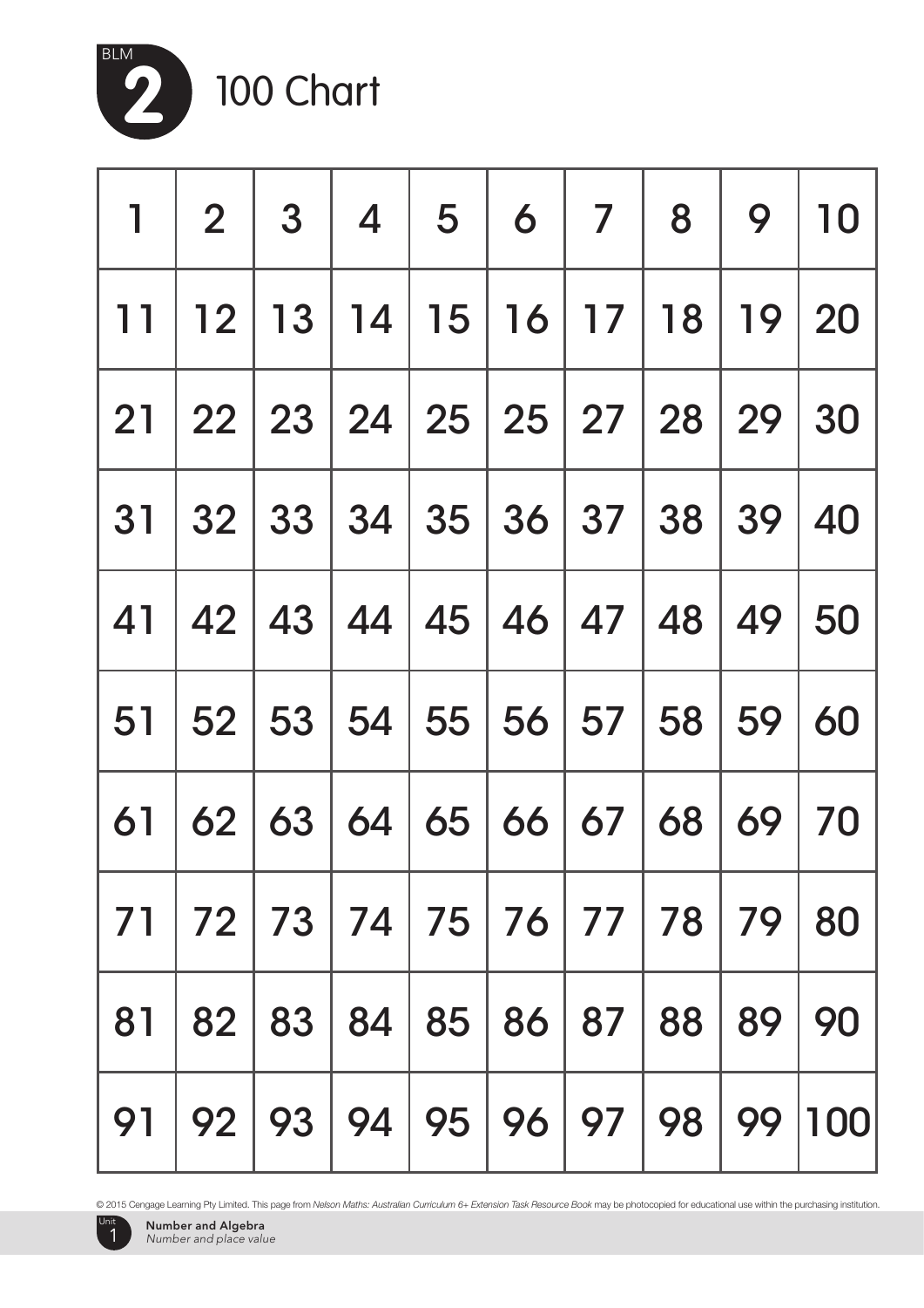# BLM 2 100 Chart

| 1 | 2 | 3 | 4 | 5 | 6 | 7 | 8 | 9 | 10 |
|---|---|---|---|---|---|---|---|---|---|
| 11 | 12 | 13 | 14 | 15 | 16 | 17 | 18 | 19 | 20 |
| 21 | 22 | 23 | 24 | 25 | 25 | 27 | 28 | 29 | 30 |
| 31 | 32 | 33 | 34 | 35 | 36 | 37 | 38 | 39 | 40 |
| 41 | 42 | 43 | 44 | 45 | 46 | 47 | 48 | 49 | 50 |
| 51 | 52 | 53 | 54 | 55 | 56 | 57 | 58 | 59 | 60 |
| 61 | 62 | 63 | 64 | 65 | 66 | 67 | 68 | 69 | 70 |
| 71 | 72 | 73 | 74 | 75 | 76 | 77 | 78 | 79 | 80 |
| 81 | 82 | 83 | 84 | 85 | 86 | 87 | 88 | 89 | 90 |
| 91 | 92 | 93 | 94 | 95 | 96 | 97 | 98 | 99 | 100 |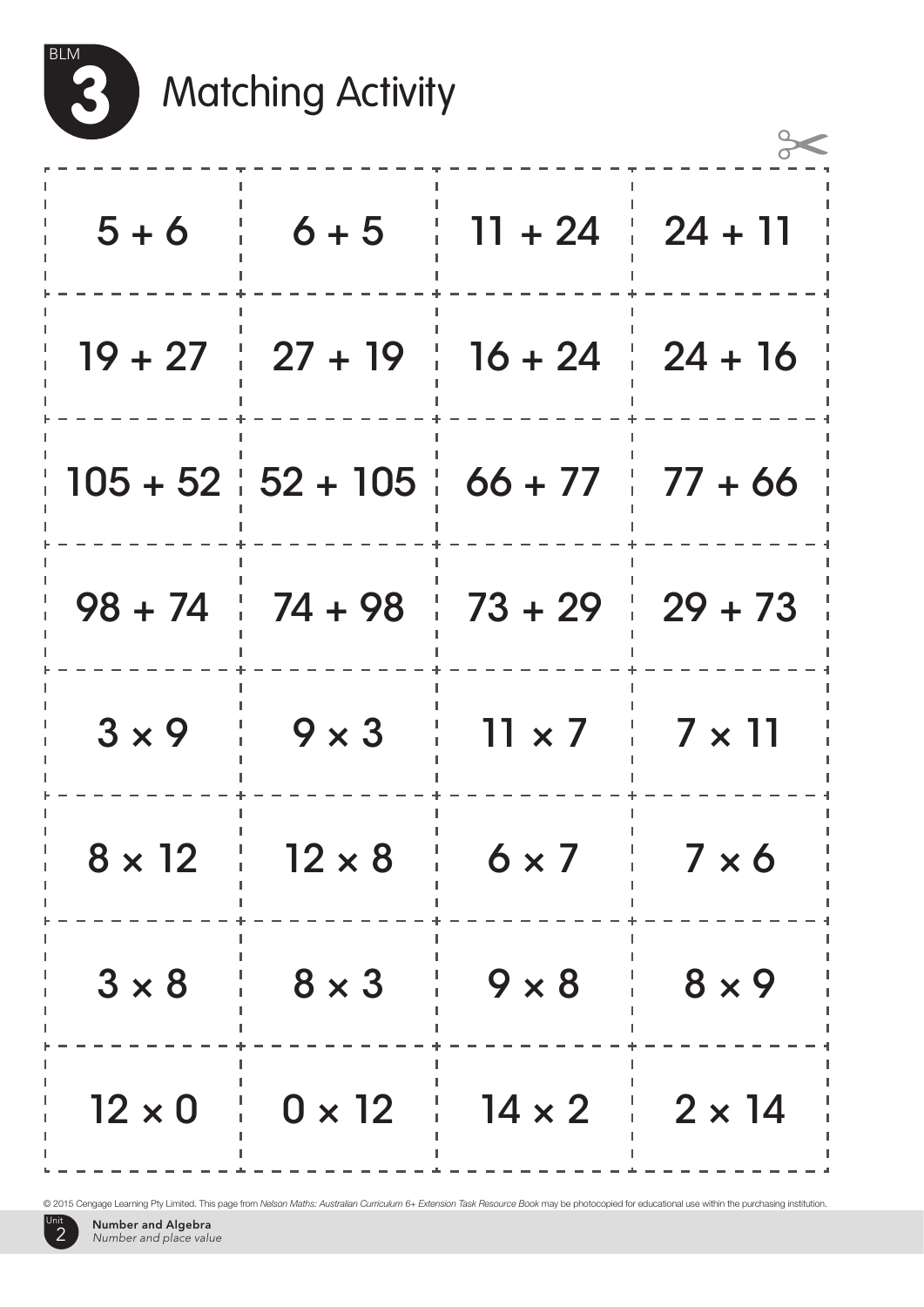# BLM 3 Matching Activity

| | | | |
|---|---|---|---|
| $5 + 6$ | $6 + 5$ | $11 + 24$ | $24 + 11$ |
| $19 + 27$ | $27 + 19$ | $16 + 24$ | $24 + 16$ |
| $105 + 52$ | $52 + 105$ | $66 + 77$ | $77 + 66$ |
| $98 + 74$ | $74 + 98$ | $73 + 29$ | $29 + 73$ |
| $3 \times 9$ | $9 \times 3$ | $11 \times 7$ | $7 \times 11$ |
| $8 \times 12$ | $12 \times 8$ | $6 \times 7$ | $7 \times 6$ |
| $3 \times 8$ | $8 \times 3$ | $9 \times 8$ | $8 \times 9$ |
| $12 \times 0$ | $0 \times 12$ | $14 \times 2$ | $2 \times 14$ |

© 2015 Cengage Learning Pty Limited. This page from *Nelson Maths: Australian Curriculum 6+ Extension Task Resource Book* may be photocopied for educational use within the purchasing institution.

Unit 2 **Number and Algebra** *Number and place value*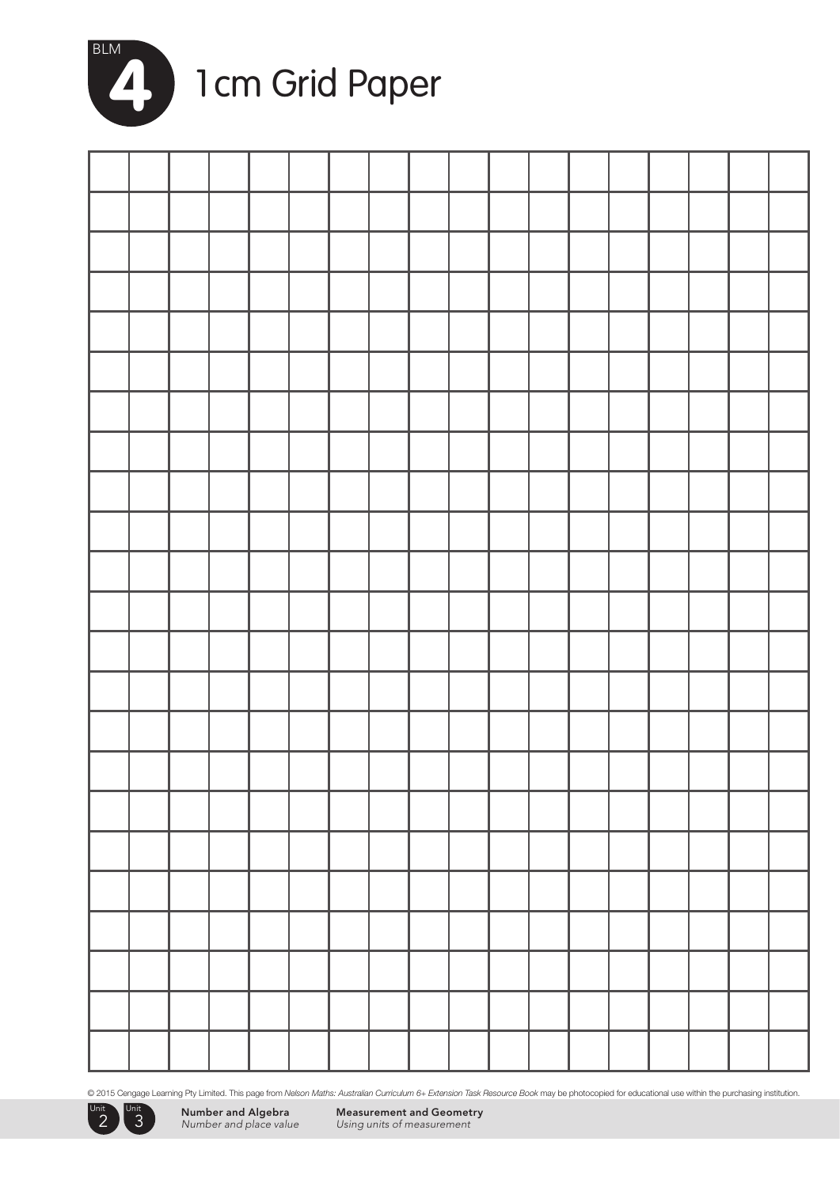# BLM 4 1cm Grid Paper

© 2015 Cengage Learning Pty Limited. This page from *Nelson Maths: Australian Curriculum 6+ Extension Task Resource Book* may be photocopied for educational use within the purchasing institution.

Unit 2 Unit 3 **Number and Algebra** *Number and place value* **Measurement and Geometry** *Using units of measurement*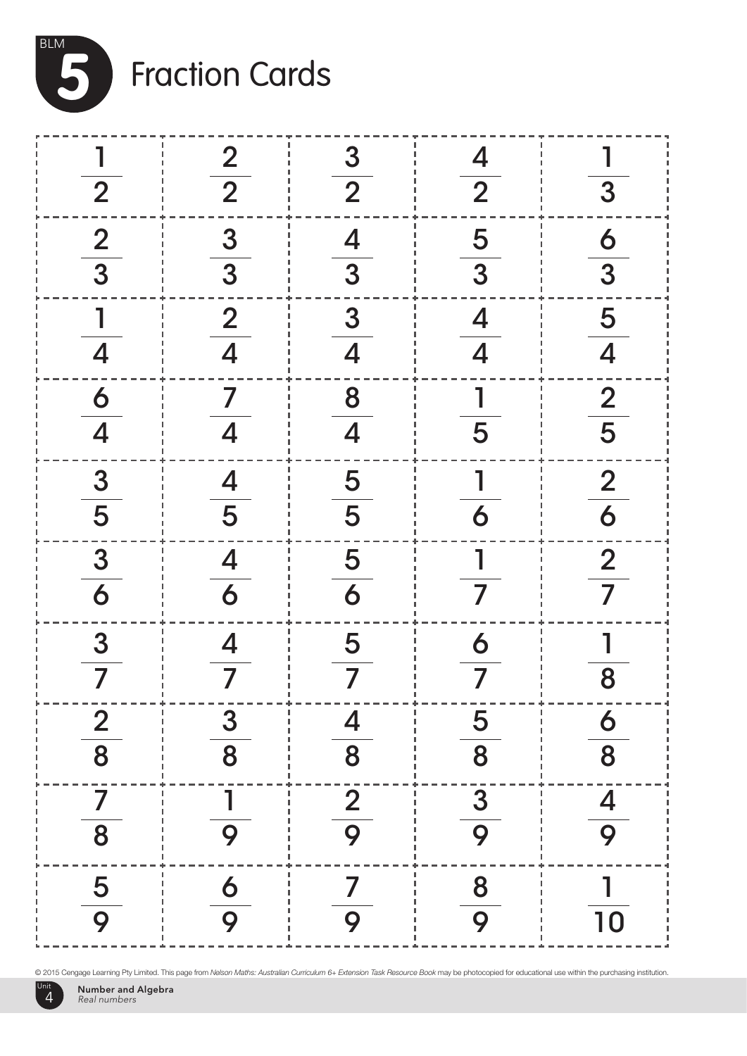# BLM 5 Fraction Cards

| | | | | |
|---|---|---|---|---|
| $\frac{1}{2}$ | $\frac{2}{2}$ | $\frac{3}{2}$ | $\frac{4}{2}$ | $\frac{1}{3}$ |
| $\frac{2}{3}$ | $\frac{3}{3}$ | $\frac{4}{3}$ | $\frac{5}{3}$ | $\frac{6}{3}$ |
| $\frac{1}{4}$ | $\frac{2}{4}$ | $\frac{3}{4}$ | $\frac{4}{4}$ | $\frac{5}{4}$ |
| $\frac{6}{4}$ | $\frac{7}{4}$ | $\frac{8}{4}$ | $\frac{1}{5}$ | $\frac{2}{5}$ |
| $\frac{3}{5}$ | $\frac{4}{5}$ | $\frac{5}{5}$ | $\frac{1}{6}$ | $\frac{2}{6}$ |
| $\frac{3}{6}$ | $\frac{4}{6}$ | $\frac{5}{6}$ | $\frac{1}{7}$ | $\frac{2}{7}$ |
| $\frac{3}{7}$ | $\frac{4}{7}$ | $\frac{5}{7}$ | $\frac{6}{7}$ | $\frac{1}{8}$ |
| $\frac{2}{8}$ | $\frac{3}{8}$ | $\frac{4}{8}$ | $\frac{5}{8}$ | $\frac{6}{8}$ |
| $\frac{7}{8}$ | $\frac{1}{9}$ | $\frac{2}{9}$ | $\frac{3}{9}$ | $\frac{4}{9}$ |
| $\frac{5}{9}$ | $\frac{6}{9}$ | $\frac{7}{9}$ | $\frac{8}{9}$ | $\frac{1}{10}$ |

© 2015 Cengage Learning Pty Limited. This page from *Nelson Maths: Australian Curriculum 6+ Extension Task Resource Book* may be photocopied for educational use within the purchasing institution.

Unit 4 **Number and Algebra** *Real numbers*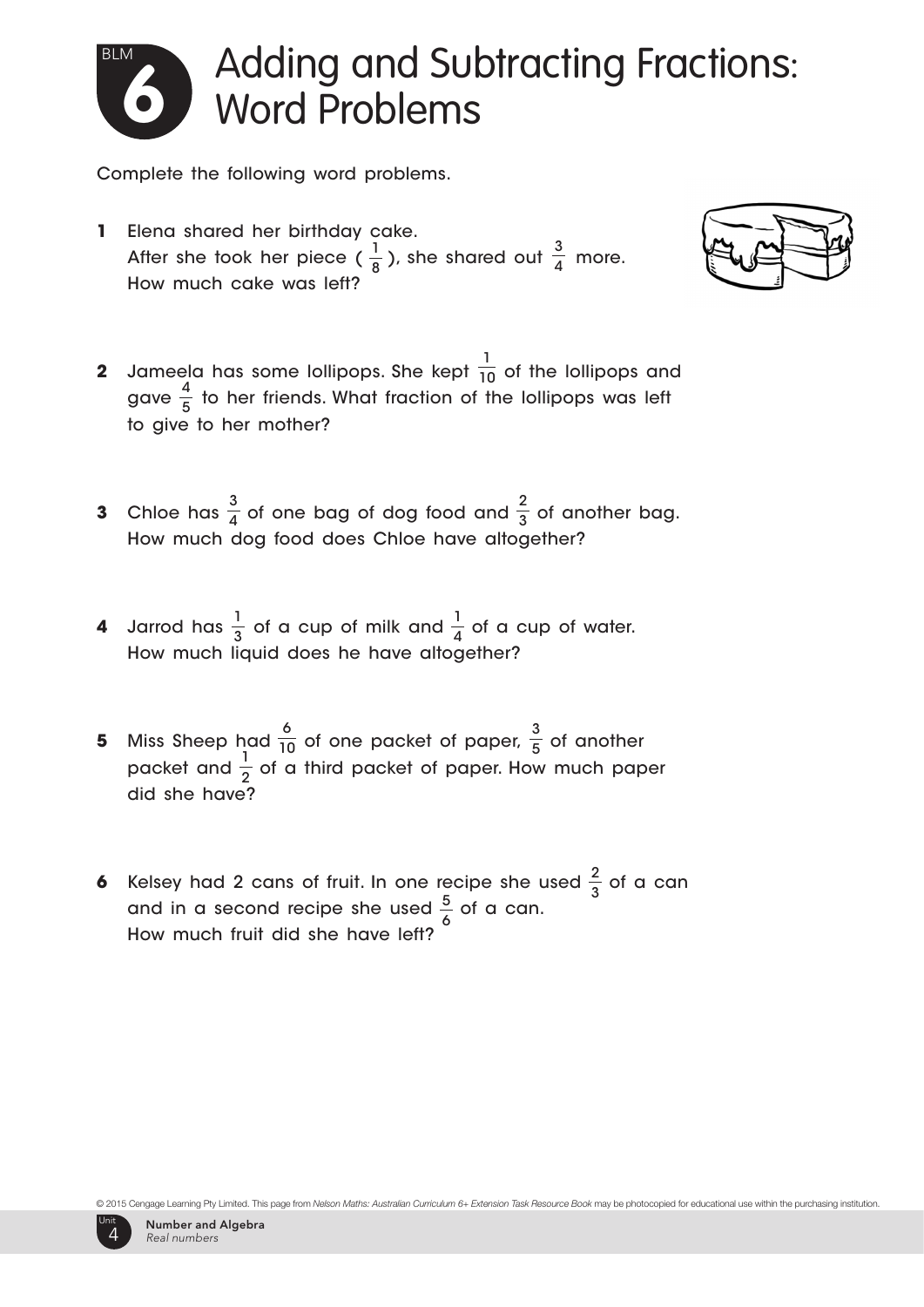# BLM 6 Adding and Subtracting Fractions: Word Problems

Complete the following word problems.

1. Elena shared her birthday cake. After she took her piece ( $\frac{1}{8}$ ), she shared out $\frac{3}{4}$ more. How much cake was left?

2. Jameela has some lollipops. She kept $\frac{1}{10}$ of the lollipops and gave $\frac{4}{5}$ to her friends. What fraction of the lollipops was left to give to her mother?

3. Chloe has $\frac{3}{4}$ of one bag of dog food and $\frac{2}{3}$ of another bag. How much dog food does Chloe have altogether?

4. Jarrod has $\frac{1}{3}$ of a cup of milk and $\frac{1}{4}$ of a cup of water. How much liquid does he have altogether?

5. Miss Sheep had $\frac{6}{10}$ of one packet of paper, $\frac{3}{5}$ of another packet and $\frac{1}{2}$ of a third packet of paper. How much paper did she have?

6. Kelsey had 2 cans of fruit. In one recipe she used $\frac{2}{3}$ of a can and in a second recipe she used $\frac{5}{6}$ of a can. How much fruit did she have left?

© 2015 Cengage Learning Pty Limited. This page from *Nelson Maths: Australian Curriculum 6+ Extension Task Resource Book* may be photocopied for educational use within the purchasing institution.

Unit 4 **Number and Algebra** *Real numbers*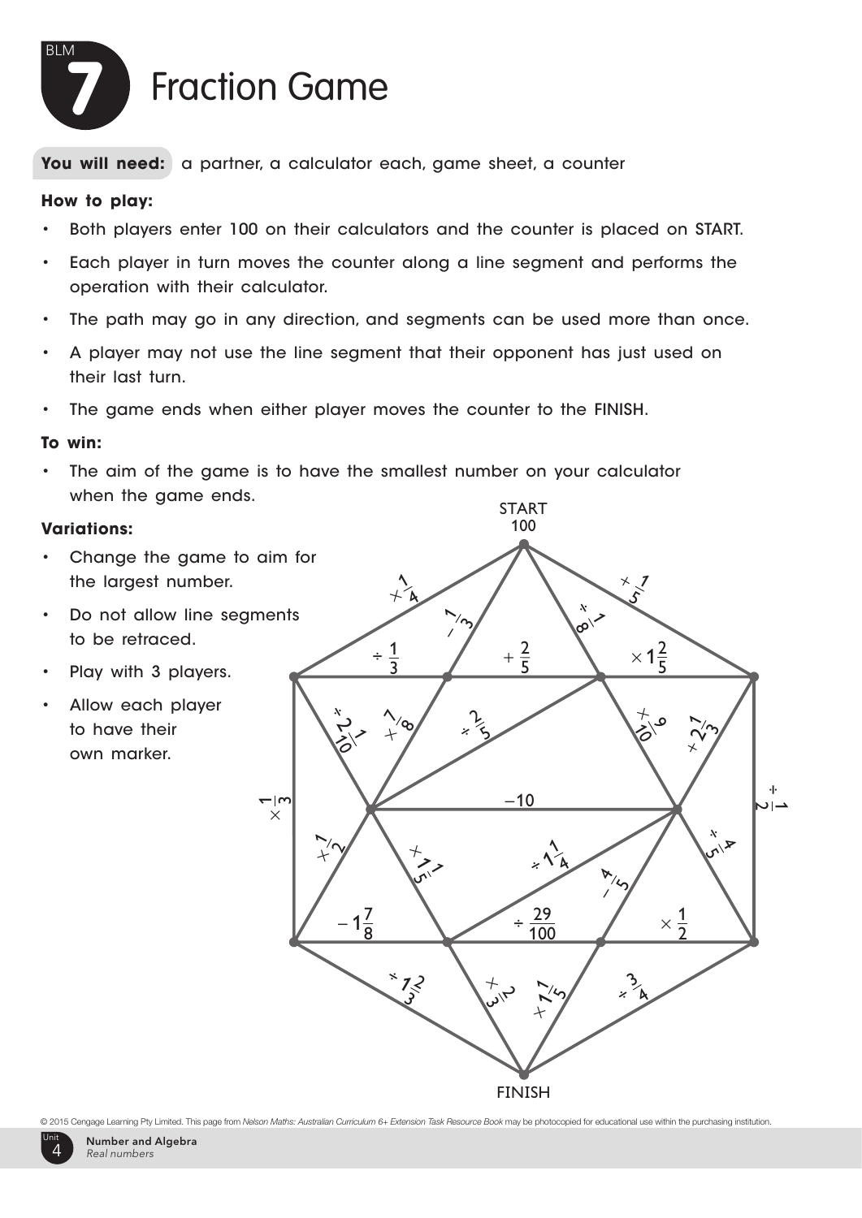# BLM 7 Fraction Game

**You will need:** a partner, a calculator each, game sheet, a counter

**How to play:**

- Both players enter 100 on their calculators and the counter is placed on START.
- Each player in turn moves the counter along a line segment and performs the operation with their calculator.
- The path may go in any direction, and segments can be used more than once.
- A player may not use the line segment that their opponent has just used on their last turn.
- The game ends when either player moves the counter to the FINISH.

**To win:**

- The aim of the game is to have the smallest number on your calculator when the game ends.

**Variations:**

- Change the game to aim for the largest number.
- Do not allow line segments to be retraced.
- Play with 3 players.
- Allow each player to have their own marker.

START
100

$\times \frac{1}{4}$ $- \frac{1}{3}$ $\div \frac{1}{8}$ $\times \frac{1}{5}$

$\div \frac{1}{3}$ $+ \frac{2}{5}$ $\times 1\frac{2}{5}$

$\div 2\frac{1}{10}$ $+ \frac{7}{8}$ $\div \frac{2}{5}$ $\times \frac{9}{10}$ $+ 2\frac{1}{3}$

$\times \frac{1}{3}$ $-10$ $\div \frac{1}{2}$

$+ \frac{1}{2}$ $\times 1\frac{1}{5}$ $\div 1\frac{1}{4}$ $- \frac{4}{5}$ $\div \frac{4}{5}$

$- 1\frac{7}{8}$ $\div \frac{29}{100}$ $\times \frac{1}{2}$

$\div 1\frac{2}{3}$ $\times \frac{2}{3}$ $+ 1\frac{1}{5}$ $\div \frac{3}{4}$

FINISH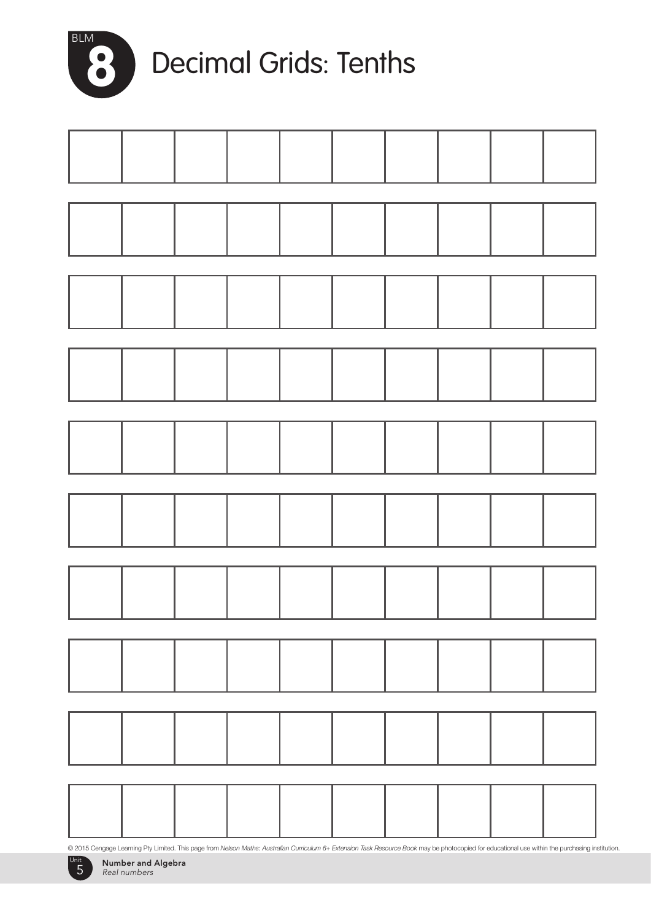# BLM 8 Decimal Grids: Tenths

| | | | | | | | | | |
|---|---|---|---|---|---|---|---|---|---|
| | | | | | | | | | |

| | | | | | | | | | |
|---|---|---|---|---|---|---|---|---|---|
| | | | | | | | | | |

| | | | | | | | | | |
|---|---|---|---|---|---|---|---|---|---|
| | | | | | | | | | |

| | | | | | | | | | |
|---|---|---|---|---|---|---|---|---|---|
| | | | | | | | | | |

| | | | | | | | | | |
|---|---|---|---|---|---|---|---|---|---|
| | | | | | | | | | |

| | | | | | | | | | |
|---|---|---|---|---|---|---|---|---|---|
| | | | | | | | | | |

| | | | | | | | | | |
|---|---|---|---|---|---|---|---|---|---|
| | | | | | | | | | |

| | | | | | | | | | |
|---|---|---|---|---|---|---|---|---|---|
| | | | | | | | | | |

| | | | | | | | | | |
|---|---|---|---|---|---|---|---|---|---|
| | | | | | | | | | |

| | | | | | | | | | |
|---|---|---|---|---|---|---|---|---|---|
| | | | | | | | | | |

© 2015 Cengage Learning Pty Limited. This page from *Nelson Maths: Australian Curriculum 6+ Extension Task Resource Book* may be photocopied for educational use within the purchasing institution.

Unit 5 **Number and Algebra** *Real numbers*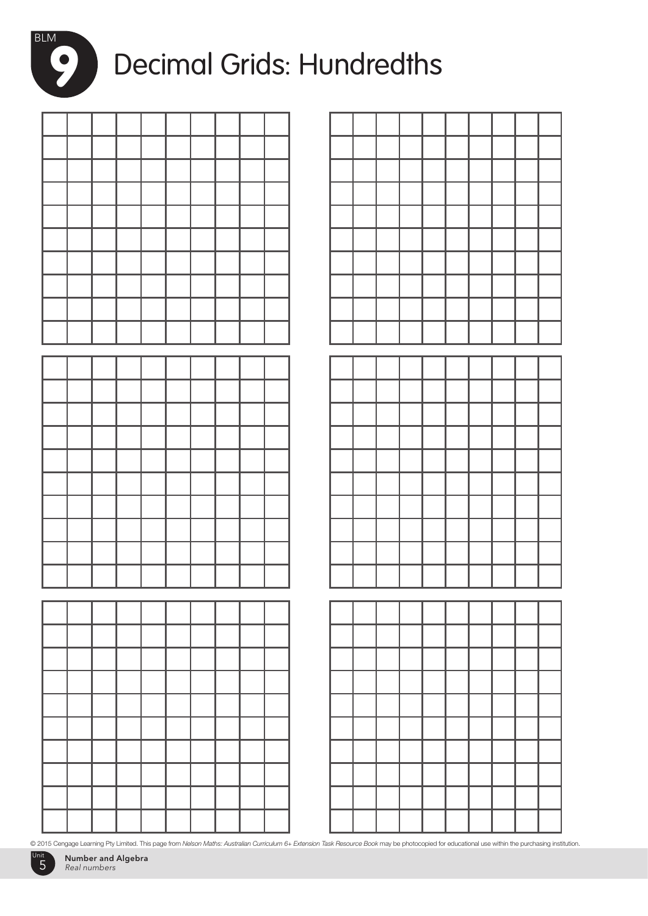# BLM 9 Decimal Grids: Hundredths

|  |  |  |  |  |  |  |  |  |  |
|---|---|---|---|---|---|---|---|---|---|
|  |  |  |  |  |  |  |  |  |  |
|  |  |  |  |  |  |  |  |  |  |
|  |  |  |  |  |  |  |  |  |  |
|  |  |  |  |  |  |  |  |  |  |
|  |  |  |  |  |  |  |  |  |  |
|  |  |  |  |  |  |  |  |  |  |
|  |  |  |  |  |  |  |  |  |  |
|  |  |  |  |  |  |  |  |  |  |
|  |  |  |  |  |  |  |  |  |  |

|  |  |  |  |  |  |  |  |  |  |
|---|---|---|---|---|---|---|---|---|---|
|  |  |  |  |  |  |  |  |  |  |
|  |  |  |  |  |  |  |  |  |  |
|  |  |  |  |  |  |  |  |  |  |
|  |  |  |  |  |  |  |  |  |  |
|  |  |  |  |  |  |  |  |  |  |
|  |  |  |  |  |  |  |  |  |  |
|  |  |  |  |  |  |  |  |  |  |
|  |  |  |  |  |  |  |  |  |  |
|  |  |  |  |  |  |  |  |  |  |

|  |  |  |  |  |  |  |  |  |  |
|---|---|---|---|---|---|---|---|---|---|
|  |  |  |  |  |  |  |  |  |  |
|  |  |  |  |  |  |  |  |  |  |
|  |  |  |  |  |  |  |  |  |  |
|  |  |  |  |  |  |  |  |  |  |
|  |  |  |  |  |  |  |  |  |  |
|  |  |  |  |  |  |  |  |  |  |
|  |  |  |  |  |  |  |  |  |  |
|  |  |  |  |  |  |  |  |  |  |
|  |  |  |  |  |  |  |  |  |  |

|  |  |  |  |  |  |  |  |  |  |
|---|---|---|---|---|---|---|---|---|---|
|  |  |  |  |  |  |  |  |  |  |
|  |  |  |  |  |  |  |  |  |  |
|  |  |  |  |  |  |  |  |  |  |
|  |  |  |  |  |  |  |  |  |  |
|  |  |  |  |  |  |  |  |  |  |
|  |  |  |  |  |  |  |  |  |  |
|  |  |  |  |  |  |  |  |  |  |
|  |  |  |  |  |  |  |  |  |  |
|  |  |  |  |  |  |  |  |  |  |

|  |  |  |  |  |  |  |  |  |  |
|---|---|---|---|---|---|---|---|---|---|
|  |  |  |  |  |  |  |  |  |  |
|  |  |  |  |  |  |  |  |  |  |
|  |  |  |  |  |  |  |  |  |  |
|  |  |  |  |  |  |  |  |  |  |
|  |  |  |  |  |  |  |  |  |  |
|  |  |  |  |  |  |  |  |  |  |
|  |  |  |  |  |  |  |  |  |  |
|  |  |  |  |  |  |  |  |  |  |
|  |  |  |  |  |  |  |  |  |  |

|  |  |  |  |  |  |  |  |  |  |
|---|---|---|---|---|---|---|---|---|---|
|  |  |  |  |  |  |  |  |  |  |
|  |  |  |  |  |  |  |  |  |  |
|  |  |  |  |  |  |  |  |  |  |
|  |  |  |  |  |  |  |  |  |  |
|  |  |  |  |  |  |  |  |  |  |
|  |  |  |  |  |  |  |  |  |  |
|  |  |  |  |  |  |  |  |  |  |
|  |  |  |  |  |  |  |  |  |  |
|  |  |  |  |  |  |  |  |  |  |

© 2015 Cengage Learning Pty Limited. This page from *Nelson Maths: Australian Curriculum 6+ Extension Task Resource Book* may be photocopied for educational use within the purchasing institution.

Unit 5 **Number and Algebra** *Real numbers*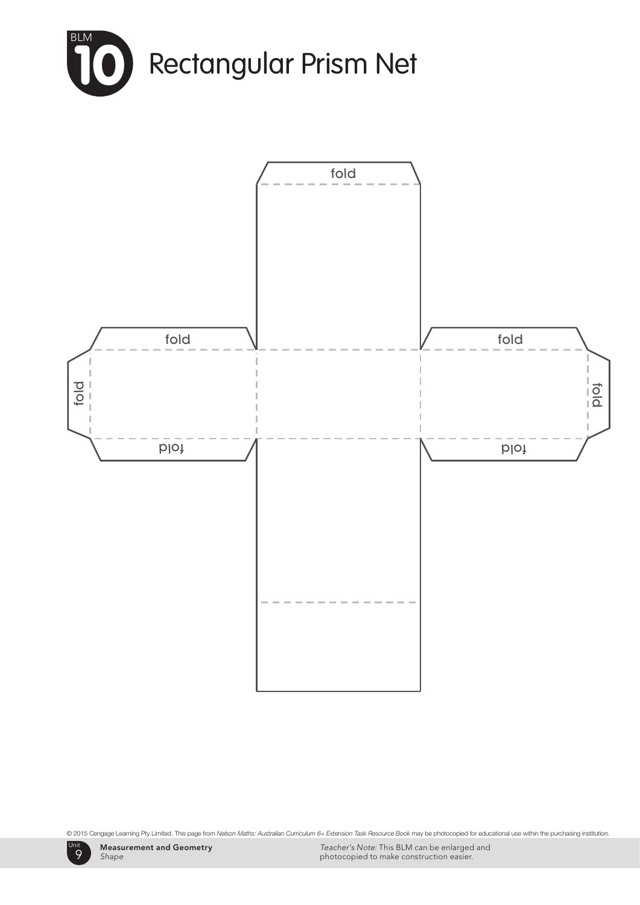# BLM 10 Rectangular Prism Net

fold

fold

fold

fold

fold

fold

fold

© 2015 Cengage Learning Pty Limited. This page from *Nelson Maths: Australian Curriculum 6+ Extension Task Resource Book* may be photocopied for educational use within the purchasing institution.

Unit 9 **Measurement and Geometry** *Shape*

*Teacher's Note:* This BLM can be enlarged and photocopied to make construction easier.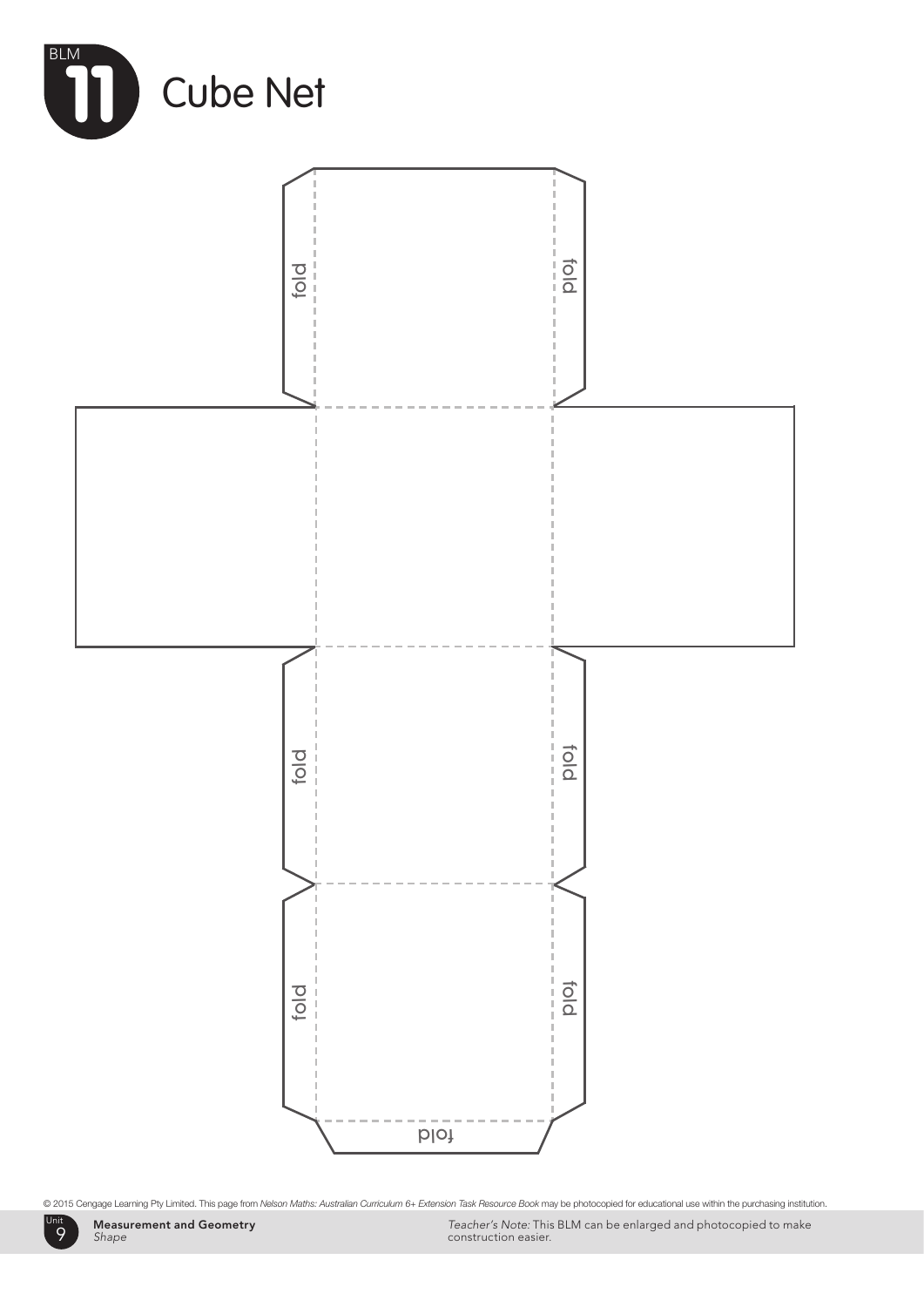# BLM 11 Cube Net

fold

fold

fold

fold

fold

fold

fold

Teacher's Note: This BLM can be enlarged and photocopied to make construction easier.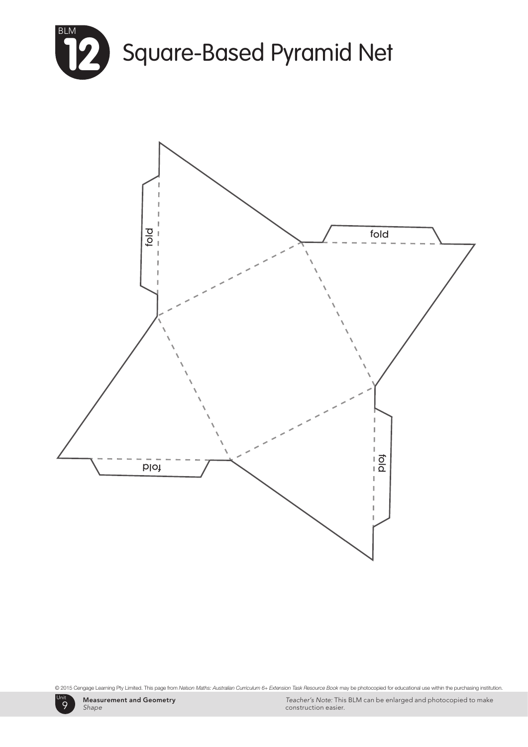# BLM 12 Square-Based Pyramid Net

fold

fold

fold

fold

© 2015 Cengage Learning Pty Limited. This page from *Nelson Maths: Australian Curriculum 6+ Extension Task Resource Book* may be photocopied for educational use within the purchasing institution.

Unit 9 **Measurement and Geometry** *Shape*

*Teacher's Note:* This BLM can be enlarged and photocopied to make construction easier.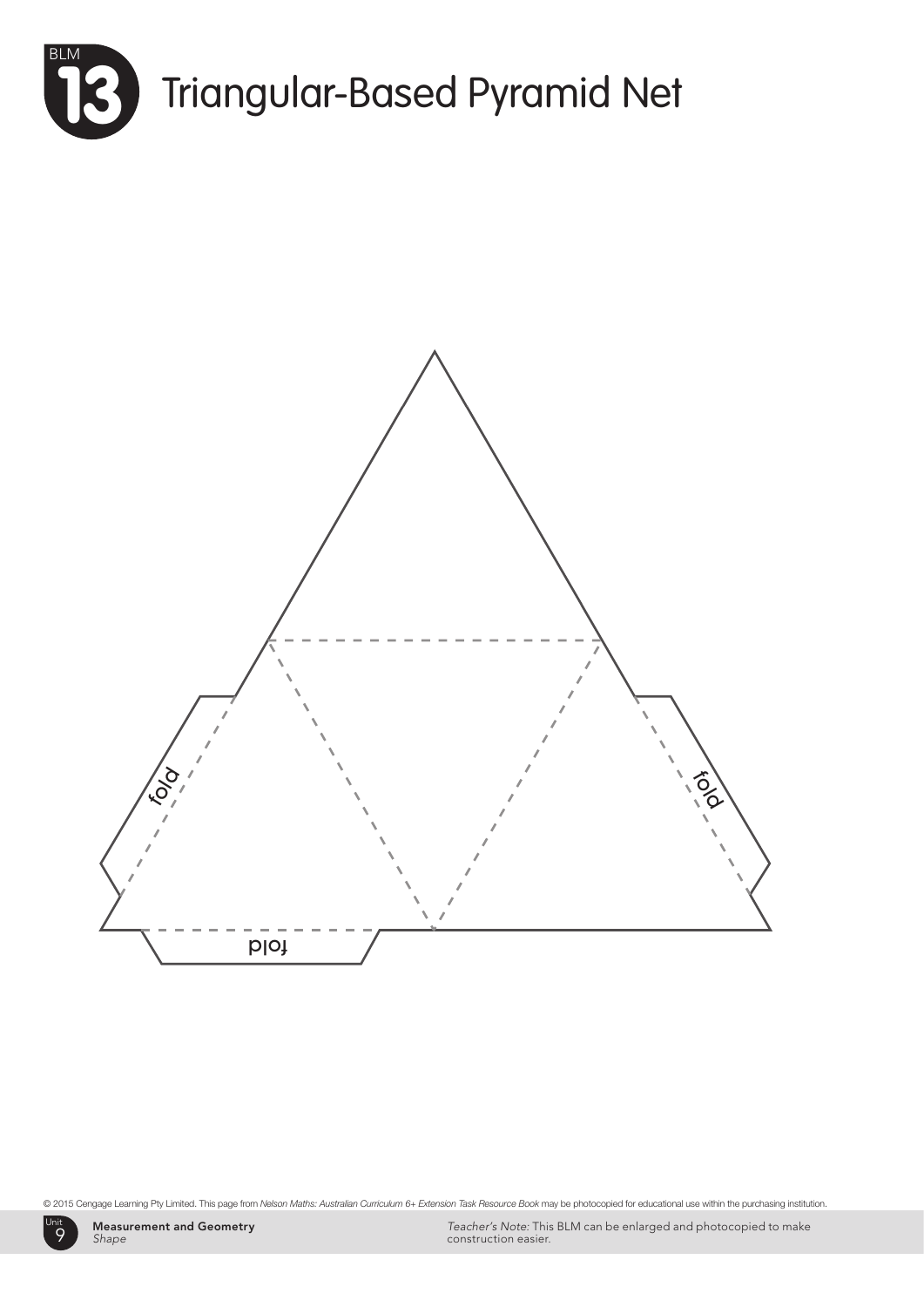# BLM 13 Triangular-Based Pyramid Net

fold

fold

fold

© 2015 Cengage Learning Pty Limited. This page from *Nelson Maths: Australian Curriculum 6+ Extension Task Resource Book* may be photocopied for educational use within the purchasing institution.

Unit 9 **Measurement and Geometry** *Shape*

*Teacher's Note:* This BLM can be enlarged and photocopied to make construction easier.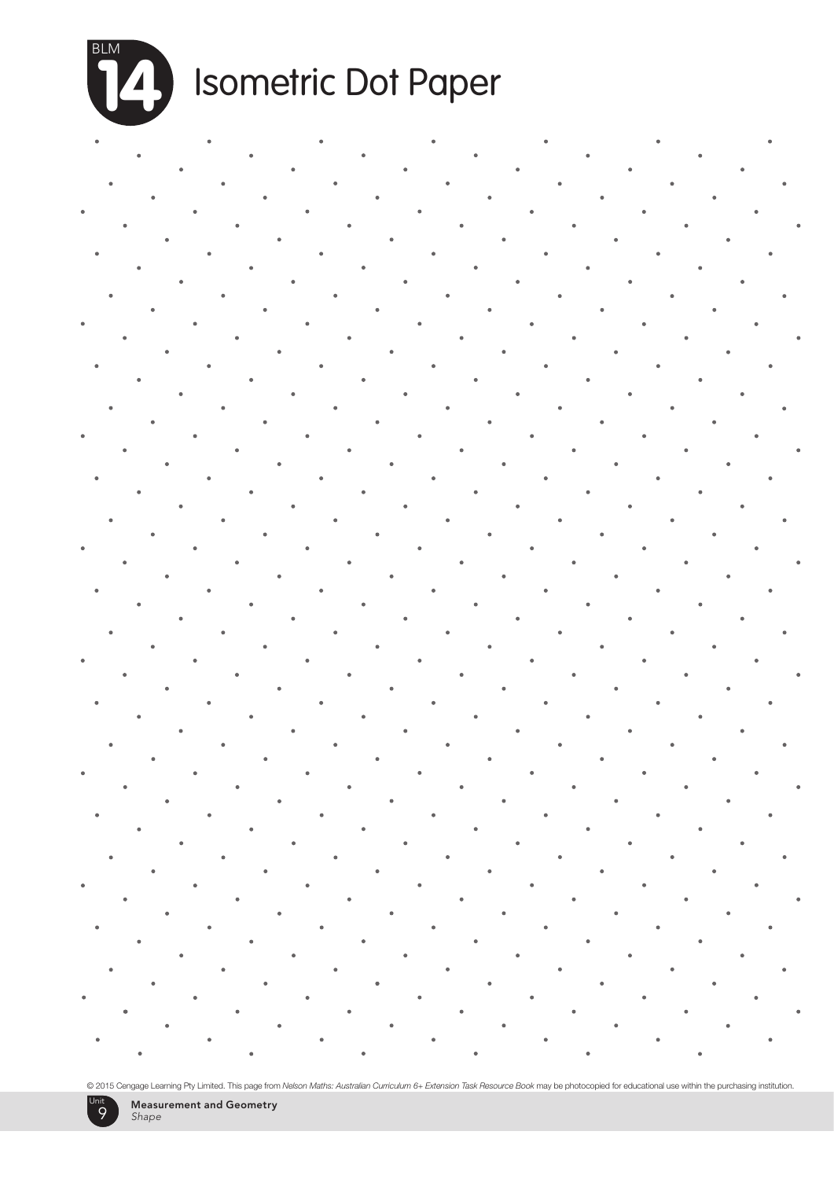# BLM 14 Isometric Dot Paper

© 2015 Cengage Learning Pty Limited. This page from *Nelson Maths: Australian Curriculum 6+ Extension Task Resource Book* may be photocopied for educational use within the purchasing institution.

Unit 9 **Measurement and Geometry** *Shape*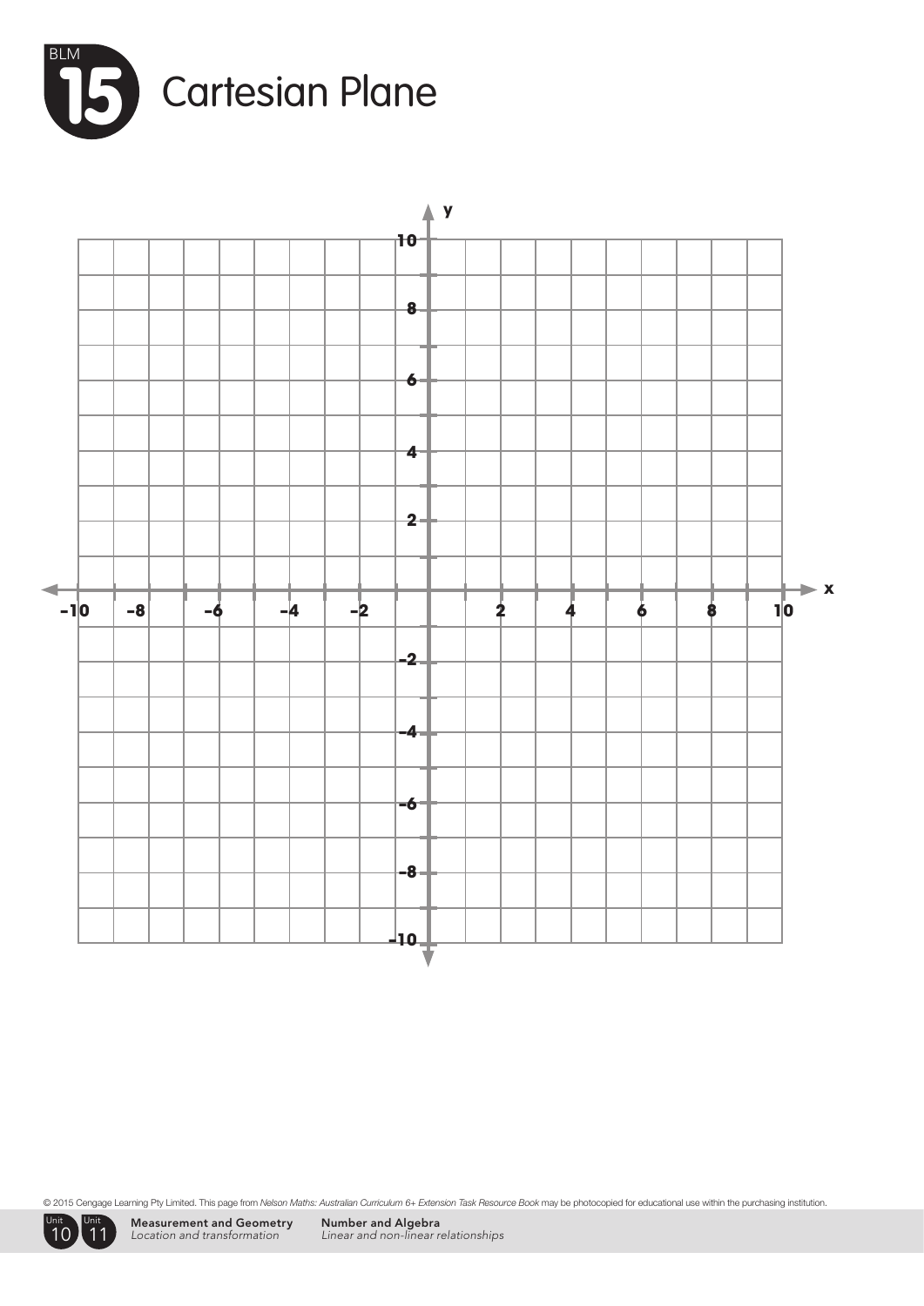# BLM 15 Cartesian Plane

y

10

8

6

4

2

x

-10 -8 -6 -4 -2 2 4 6 8 10

-2

-4

-6

-8

-10

© 2015 Cengage Learning Pty Limited. This page from *Nelson Maths: Australian Curriculum 6+ Extension Task Resource Book* may be photocopied for educational use within the purchasing institution.

Unit 10 Unit 11 **Measurement and Geometry** *Location and transformation* **Number and Algebra** *Linear and non-linear relationships*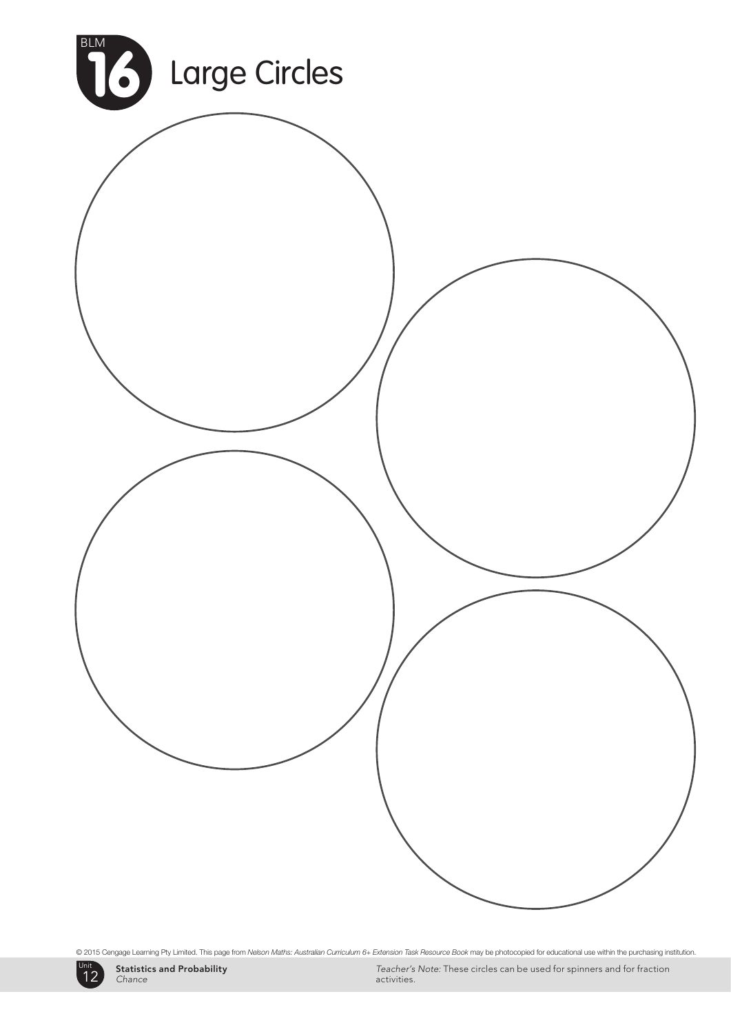# BLM 16 Large Circles

© 2015 Cengage Learning Pty Limited. This page from *Nelson Maths: Australian Curriculum 6+ Extension Task Resource Book* may be photocopied for educational use within the purchasing institution.

Unit 12 **Statistics and Probability** *Chance*

*Teacher's Note:* These circles can be used for spinners and for fraction activities.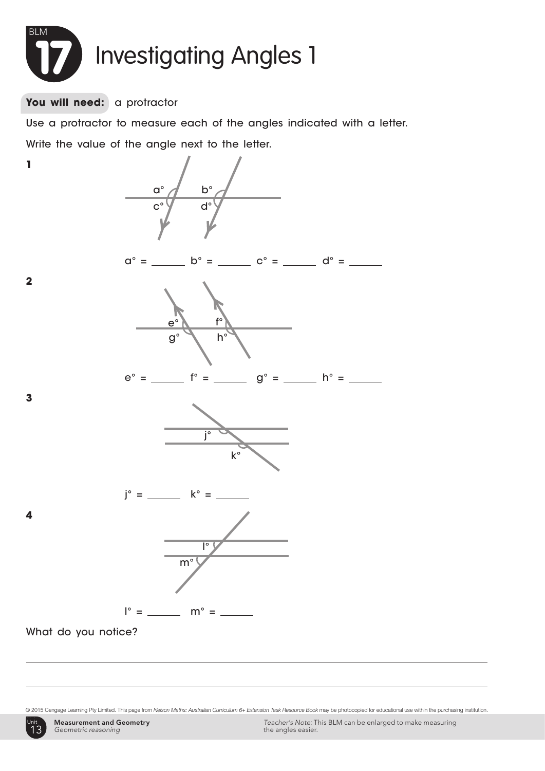# BLM 17 Investigating Angles 1

**You will need:** a protractor

Use a protractor to measure each of the angles indicated with a letter.

Write the value of the angle next to the letter.

**1**

a° = ______ b° = ______ c° = ______ d° = ______

**2**

e° = ______ f° = ______ g° = ______ h° = ______

**3**

j° = ______ k° = ______

**4**

l° = ______ m° = ______

What do you notice?

---

---

© 2015 Cengage Learning Pty Limited. This page from *Nelson Maths: Australian Curriculum 6+ Extension Task Resource Book* may be photocopied for educational use within the purchasing institution.

Unit 13 **Measurement and Geometry** *Geometric reasoning*

*Teacher's Note:* This BLM can be enlarged to make measuring the angles easier.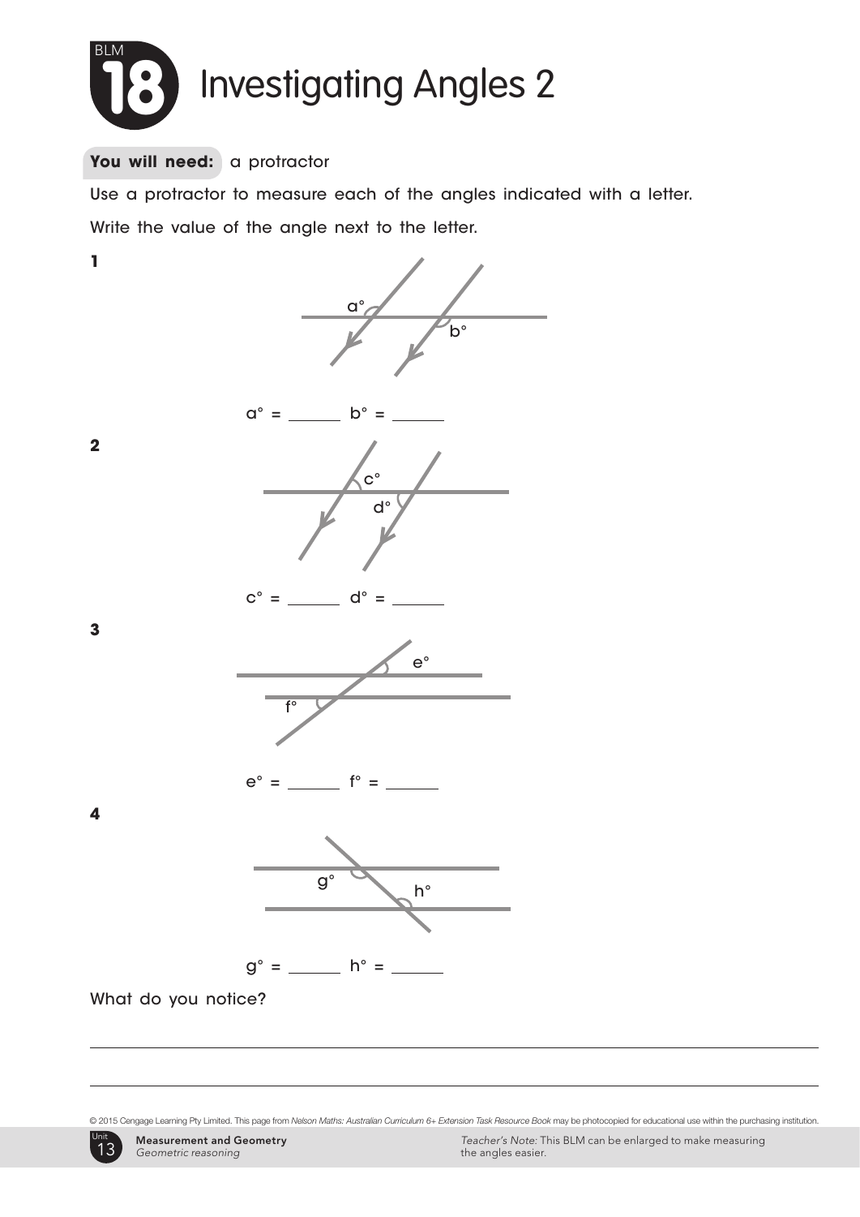# BLM 18 Investigating Angles 2

**You will need:** a protractor

Use a protractor to measure each of the angles indicated with a letter.

Write the value of the angle next to the letter.

**1**

a° = ______ b° = ______

**2**

c° = ______ d° = ______

**3**

e° = ______ f° = ______

**4**

g° = ______ h° = ______

What do you notice?

______________________________________________________________________

______________________________________________________________________

© 2015 Cengage Learning Pty Limited. This page from *Nelson Maths: Australian Curriculum 6+ Extension Task Resource Book* may be photocopied for educational use within the purchasing institution.

Unit 13 **Measurement and Geometry** *Geometric reasoning*

*Teacher's Note:* This BLM can be enlarged to make measuring the angles easier.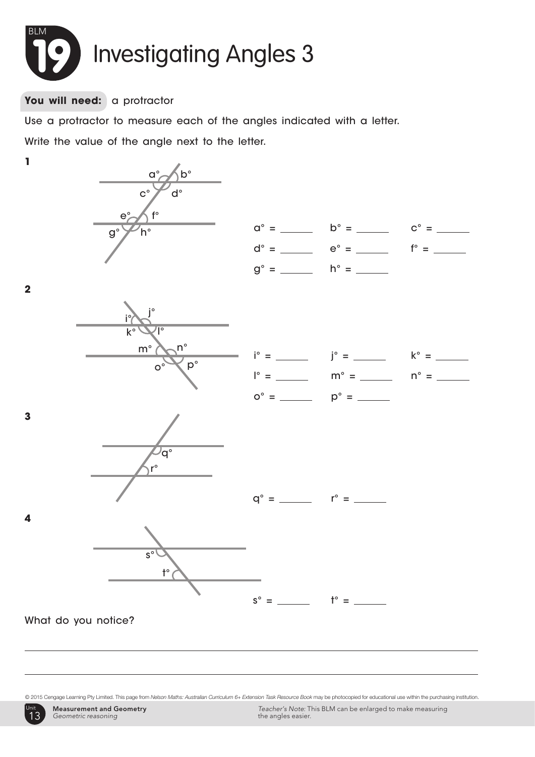# BLM 19 Investigating Angles 3

**You will need:** a protractor

Use a protractor to measure each of the angles indicated with a letter.

Write the value of the angle next to the letter.

**1**

a° = ______ b° = ______ c° = ______

d° = ______ e° = ______ f° = ______

g° = ______ h° = ______

**2**

i° = ______ j° = ______ k° = ______

l° = ______ m° = ______ n° = ______

o° = ______ p° = ______

**3**

q° = ______ r° = ______

**4**

s° = ______ t° = ______

What do you notice?

______________________________________________________________________

______________________________________________________________________

© 2015 Cengage Learning Pty Limited. This page from *Nelson Maths: Australian Curriculum 6+ Extension Task Resource Book* may be photocopied for educational use within the purchasing institution.

Unit 13 **Measurement and Geometry** *Geometric reasoning*

*Teacher's Note:* This BLM can be enlarged to make measuring the angles easier.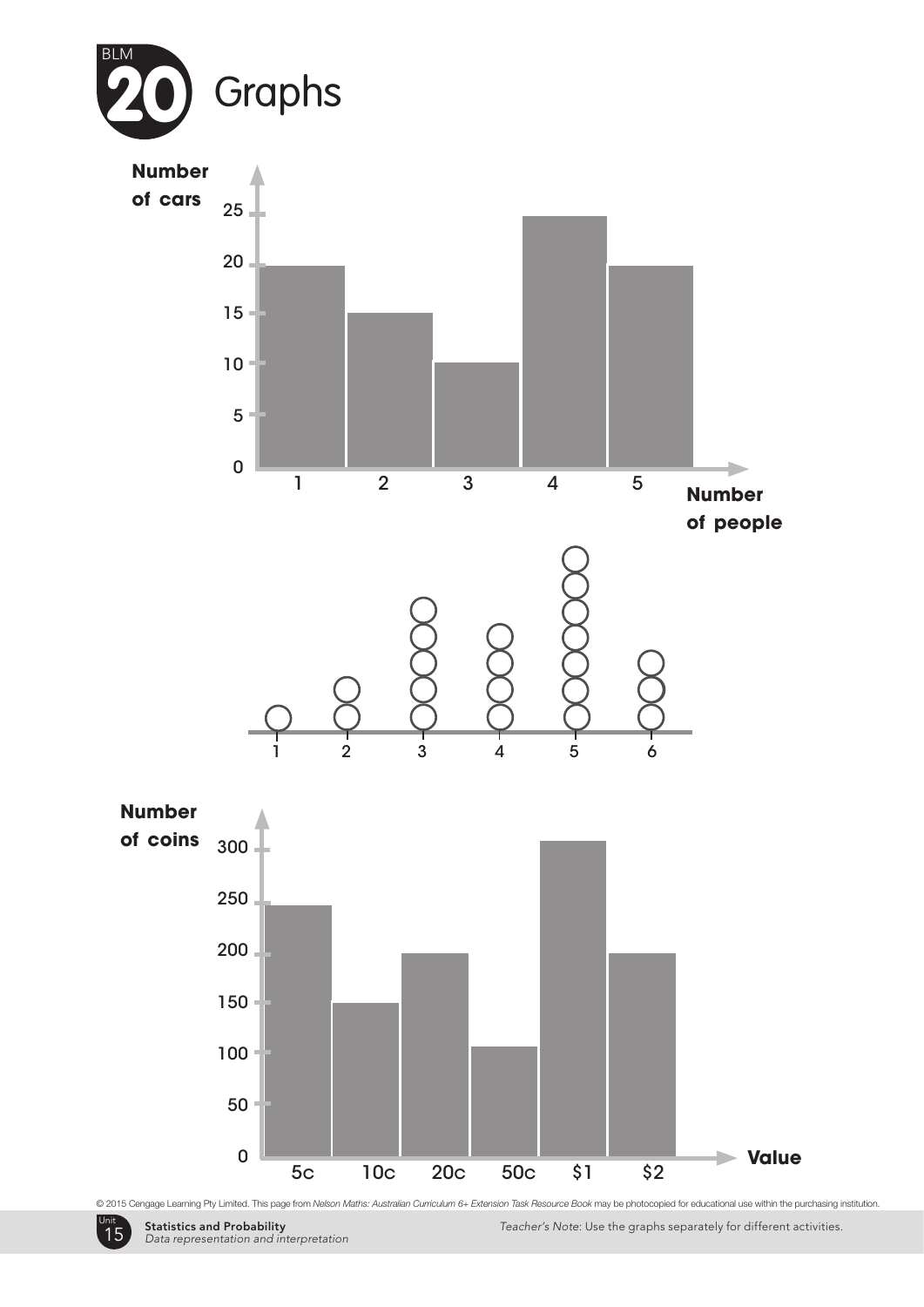# BLM 20 Graphs

Number of cars

25

20

15

10

5

0

1 2 3 4 5

Number of people

1 2 3 4 5 6

Number of coins

300

250

200

150

100

50

0

5c 10c 20c 50c $1 $2

Value

© 2015 Cengage Learning Pty Limited. This page from *Nelson Maths: Australian Curriculum 6+ Extension Task Resource Book* may be photocopied for educational use within the purchasing institution.

Unit 15 **Statistics and Probability** *Data representation and interpretation*

*Teacher's Note:* Use the graphs separately for different activities.